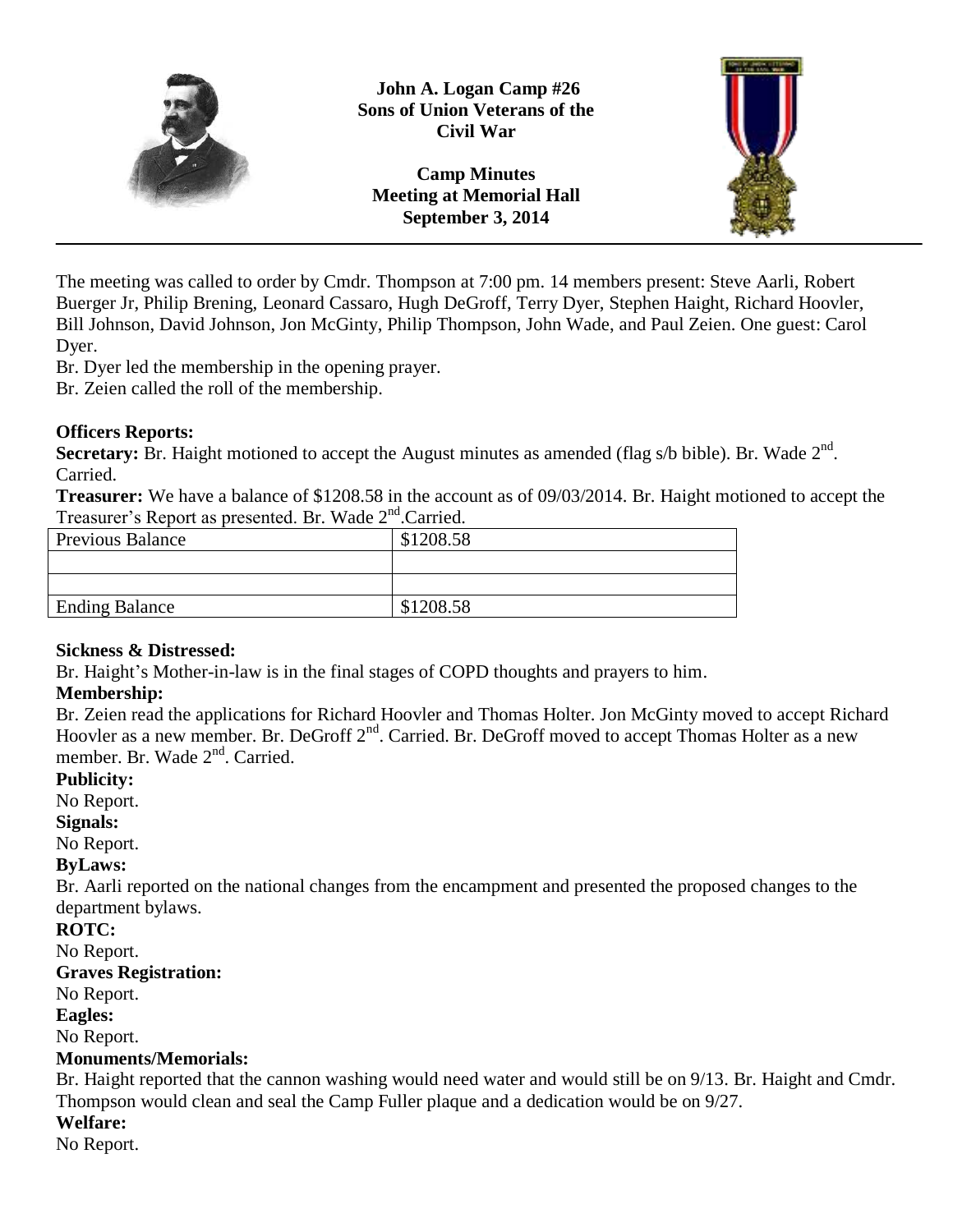**John A. Logan Camp #26**
**Sons of Union Veterans of the Civil War**

**Camp Minutes**
**Meeting at Memorial Hall**
**September 3, 2014**

---

The meeting was called to order by Cmdr. Thompson at 7:00 pm. 14 members present: Steve Aarli, Robert Buerger Jr, Philip Brening, Leonard Cassaro, Hugh DeGroff, Terry Dyer, Stephen Haight, Richard Hoovler, Bill Johnson, David Johnson, Jon McGinty, Philip Thompson, John Wade, and Paul Zeien. One guest: Carol Dyer.

Br. Dyer led the membership in the opening prayer.

Br. Zeien called the roll of the membership.

**Officers Reports:**

**Secretary:** Br. Haight motioned to accept the August minutes as amended (flag s/b bible). Br. Wade 2nd. Carried.

**Treasurer:** We have a balance of $1208.58 in the account as of 09/03/2014. Br. Haight motioned to accept the Treasurer's Report as presented. Br. Wade 2nd.Carried.

| Previous Balance | $1208.58 |
|---|---|
| | |
| | |
| Ending Balance | $1208.58 |

**Sickness & Distressed:**

Br. Haight's Mother-in-law is in the final stages of COPD thoughts and prayers to him.

**Membership:**

Br. Zeien read the applications for Richard Hoovler and Thomas Holter. Jon McGinty moved to accept Richard Hoovler as a new member. Br. DeGroff 2nd. Carried. Br. DeGroff moved to accept Thomas Holter as a new member. Br. Wade 2nd. Carried.

**Publicity:**

No Report.

**Signals:**

No Report.

**ByLaws:**

Br. Aarli reported on the national changes from the encampment and presented the proposed changes to the department bylaws.

**ROTC:**

No Report.

**Graves Registration:**

No Report.

**Eagles:**

No Report.

**Monuments/Memorials:**

Br. Haight reported that the cannon washing would need water and would still be on 9/13. Br. Haight and Cmdr. Thompson would clean and seal the Camp Fuller plaque and a dedication would be on 9/27.

**Welfare:**

No Report.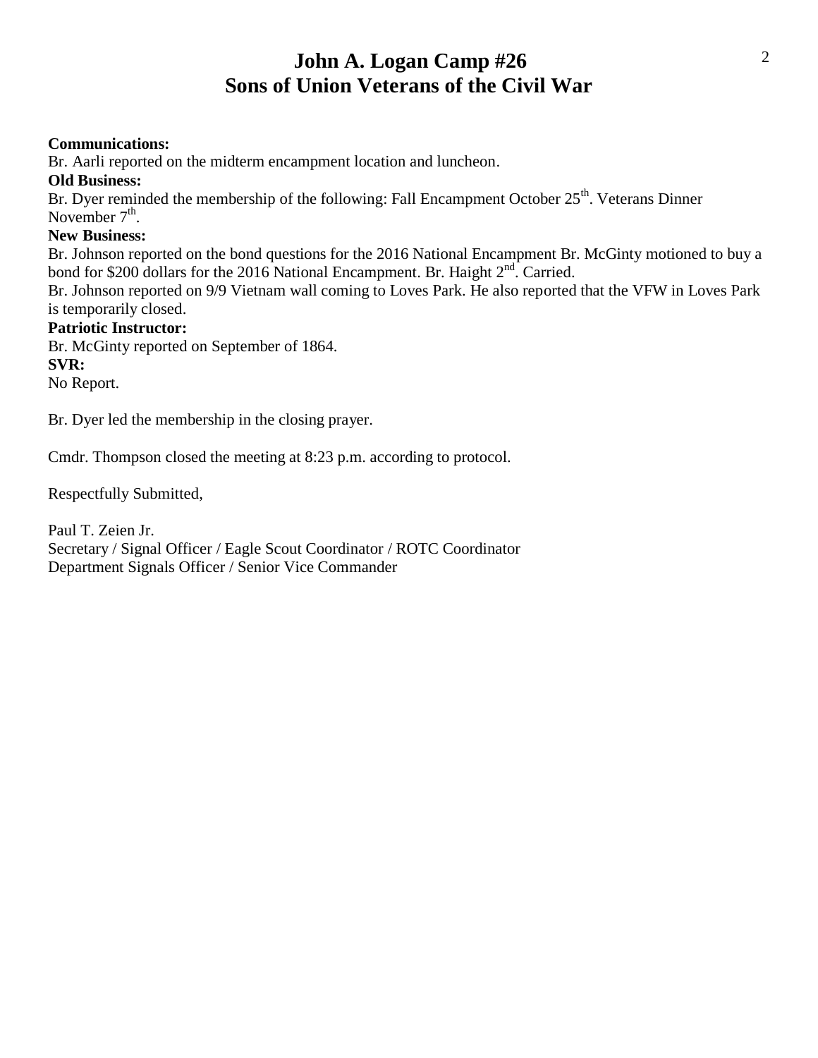# John A. Logan Camp #26
# Sons of Union Veterans of the Civil War

**Communications:**
Br. Aarli reported on the midterm encampment location and luncheon.

**Old Business:**
Br. Dyer reminded the membership of the following: Fall Encampment October 25th. Veterans Dinner November 7th.

**New Business:**
Br. Johnson reported on the bond questions for the 2016 National Encampment Br. McGinty motioned to buy a bond for $200 dollars for the 2016 National Encampment. Br. Haight 2nd. Carried.
Br. Johnson reported on 9/9 Vietnam wall coming to Loves Park. He also reported that the VFW in Loves Park is temporarily closed.

**Patriotic Instructor:**
Br. McGinty reported on September of 1864.

**SVR:**
No Report.

Br. Dyer led the membership in the closing prayer.

Cmdr. Thompson closed the meeting at 8:23 p.m. according to protocol.

Respectfully Submitted,

Paul T. Zeien Jr.
Secretary / Signal Officer / Eagle Scout Coordinator / ROTC Coordinator
Department Signals Officer / Senior Vice Commander